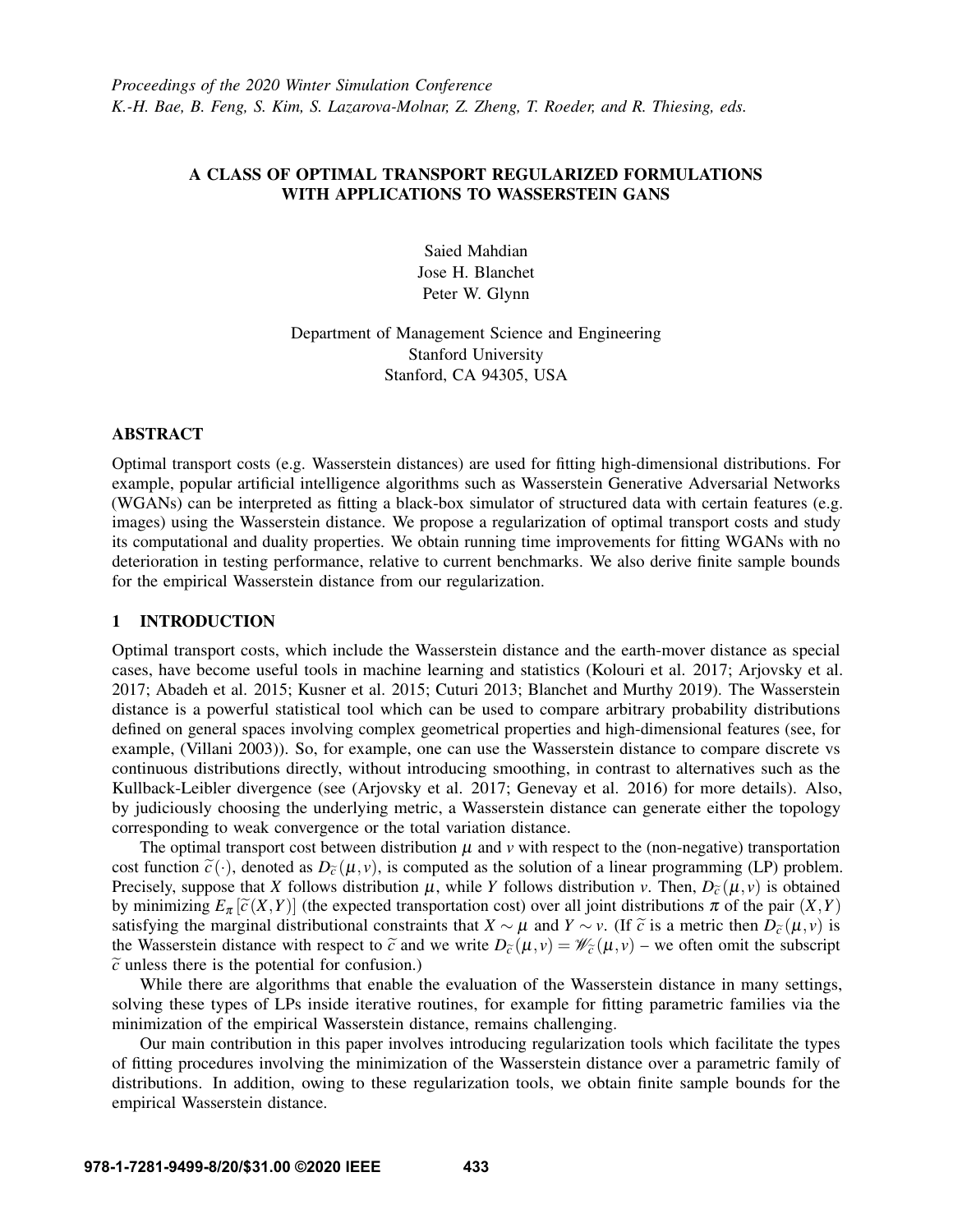*Proceedings of the 2020 Winter Simulation Conference*
*K.-H. Bae, B. Feng, S. Kim, S. Lazarova-Molnar, Z. Zheng, T. Roeder, and R. Thiesing, eds.*

# A CLASS OF OPTIMAL TRANSPORT REGULARIZED FORMULATIONS WITH APPLICATIONS TO WASSERSTEIN GANS

Saied Mahdian
Jose H. Blanchet
Peter W. Glynn

Department of Management Science and Engineering
Stanford University
Stanford, CA 94305, USA

## ABSTRACT

Optimal transport costs (e.g. Wasserstein distances) are used for fitting high-dimensional distributions. For example, popular artificial intelligence algorithms such as Wasserstein Generative Adversarial Networks (WGANs) can be interpreted as fitting a black-box simulator of structured data with certain features (e.g. images) using the Wasserstein distance. We propose a regularization of optimal transport costs and study its computational and duality properties. We obtain running time improvements for fitting WGANs with no deterioration in testing performance, relative to current benchmarks. We also derive finite sample bounds for the empirical Wasserstein distance from our regularization.

## 1 INTRODUCTION

Optimal transport costs, which include the Wasserstein distance and the earth-mover distance as special cases, have become useful tools in machine learning and statistics (Kolouri et al. 2017; Arjovsky et al. 2017; Abadeh et al. 2015; Kusner et al. 2015; Cuturi 2013; Blanchet and Murthy 2019). The Wasserstein distance is a powerful statistical tool which can be used to compare arbitrary probability distributions defined on general spaces involving complex geometrical properties and high-dimensional features (see, for example, (Villani 2003)). So, for example, one can use the Wasserstein distance to compare discrete vs continuous distributions directly, without introducing smoothing, in contrast to alternatives such as the Kullback-Leibler divergence (see (Arjovsky et al. 2017; Genevay et al. 2016) for more details). Also, by judiciously choosing the underlying metric, a Wasserstein distance can generate either the topology corresponding to weak convergence or the total variation distance.

The optimal transport cost between distribution $\mu$ and $v$ with respect to the (non-negative) transportation cost function $\widetilde{c}(\cdot)$, denoted as $D_{\widetilde{c}}(\mu, v)$, is computed as the solution of a linear programming (LP) problem. Precisely, suppose that $X$ follows distribution $\mu$, while $Y$ follows distribution $v$. Then, $D_{\widetilde{c}}(\mu, v)$ is obtained by minimizing $E_{\pi}[\widetilde{c}(X,Y)]$ (the expected transportation cost) over all joint distributions $\pi$ of the pair $(X,Y)$ satisfying the marginal distributional constraints that $X \sim \mu$ and $Y \sim v$. (If $\widetilde{c}$ is a metric then $D_{\widetilde{c}}(\mu, v)$ is the Wasserstein distance with respect to $\widetilde{c}$ and we write $D_{\widetilde{c}}(\mu, v) = \mathscr{W}_{\widetilde{c}}(\mu, v)$ – we often omit the subscript $\widetilde{c}$ unless there is the potential for confusion.)

While there are algorithms that enable the evaluation of the Wasserstein distance in many settings, solving these types of LPs inside iterative routines, for example for fitting parametric families via the minimization of the empirical Wasserstein distance, remains challenging.

Our main contribution in this paper involves introducing regularization tools which facilitate the types of fitting procedures involving the minimization of the Wasserstein distance over a parametric family of distributions. In addition, owing to these regularization tools, we obtain finite sample bounds for the empirical Wasserstein distance.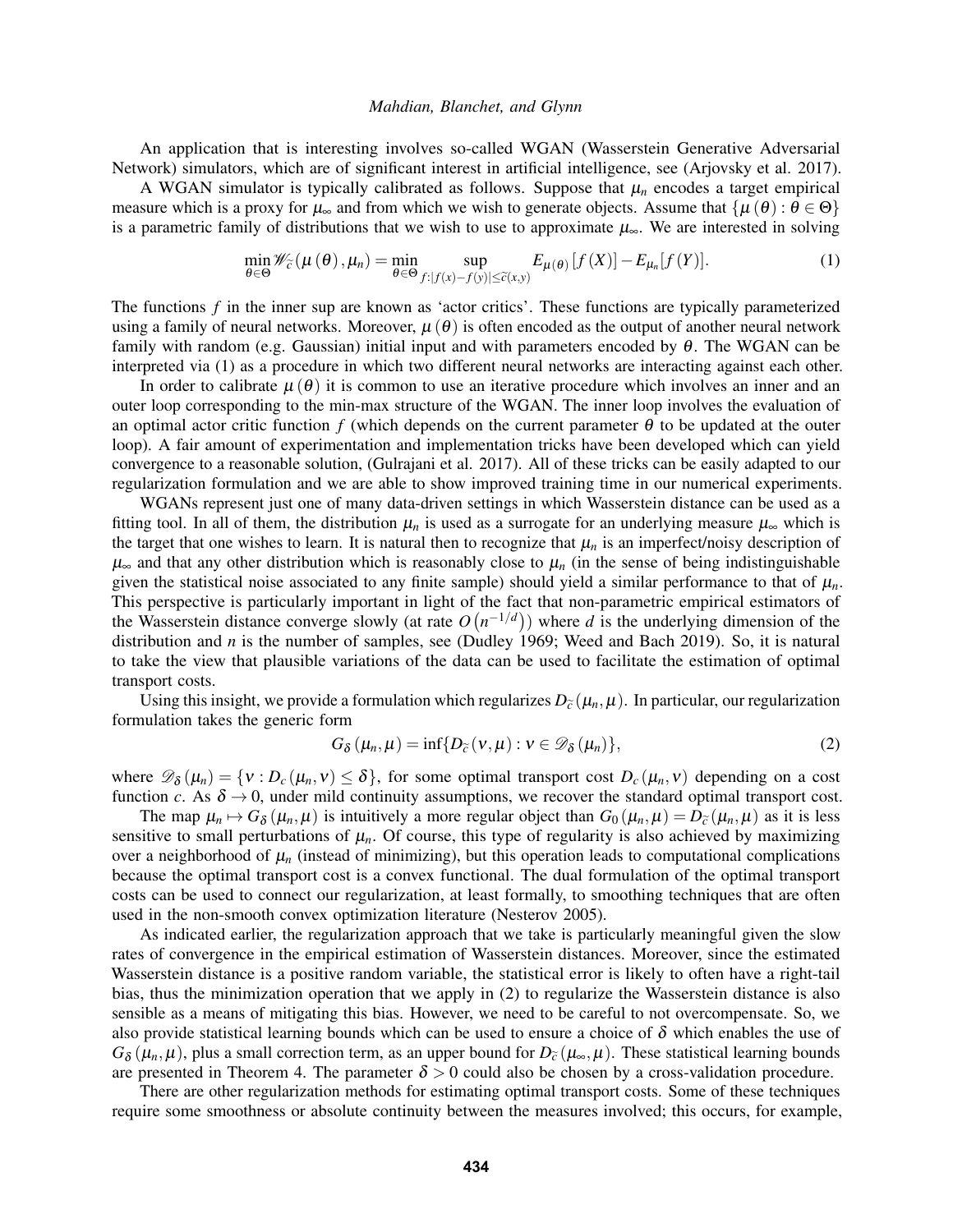An application that is interesting involves so-called WGAN (Wasserstein Generative Adversarial Network) simulators, which are of significant interest in artificial intelligence, see (Arjovsky et al. 2017).

A WGAN simulator is typically calibrated as follows. Suppose that $\mu_n$ encodes a target empirical measure which is a proxy for $\mu_\infty$ and from which we wish to generate objects. Assume that $\{\mu(\theta) : \theta \in \Theta\}$ is a parametric family of distributions that we wish to use to approximate $\mu_\infty$. We are interested in solving

$$\min_{\theta \in \Theta} \mathscr{W}_{\tilde{c}}(\mu(\theta), \mu_n) = \min_{\theta \in \Theta} \sup_{f : |f(x) - f(y)| \leq \tilde{c}(x,y)} E_{\mu(\theta)}[f(X)] - E_{\mu_n}[f(Y)]. \tag{1}$$

The functions $f$ in the inner sup are known as 'actor critics'. These functions are typically parameterized using a family of neural networks. Moreover, $\mu(\theta)$ is often encoded as the output of another neural network family with random (e.g. Gaussian) initial input and with parameters encoded by $\theta$. The WGAN can be interpreted via (1) as a procedure in which two different neural networks are interacting against each other.

In order to calibrate $\mu(\theta)$ it is common to use an iterative procedure which involves an inner and an outer loop corresponding to the min-max structure of the WGAN. The inner loop involves the evaluation of an optimal actor critic function $f$ (which depends on the current parameter $\theta$ to be updated at the outer loop). A fair amount of experimentation and implementation tricks have been developed which can yield convergence to a reasonable solution, (Gulrajani et al. 2017). All of these tricks can be easily adapted to our regularization formulation and we are able to show improved training time in our numerical experiments.

WGANs represent just one of many data-driven settings in which Wasserstein distance can be used as a fitting tool. In all of them, the distribution $\mu_n$ is used as a surrogate for an underlying measure $\mu_\infty$ which is the target that one wishes to learn. It is natural then to recognize that $\mu_n$ is an imperfect/noisy description of $\mu_\infty$ and that any other distribution which is reasonably close to $\mu_n$ (in the sense of being indistinguishable given the statistical noise associated to any finite sample) should yield a similar performance to that of $\mu_n$. This perspective is particularly important in light of the fact that non-parametric empirical estimators of the Wasserstein distance converge slowly (at rate $O\left(n^{-1/d}\right)$) where $d$ is the underlying dimension of the distribution and $n$ is the number of samples, see (Dudley 1969; Weed and Bach 2019). So, it is natural to take the view that plausible variations of the data can be used to facilitate the estimation of optimal transport costs.

Using this insight, we provide a formulation which regularizes $D_{\tilde{c}}(\mu_n, \mu)$. In particular, our regularization formulation takes the generic form

$$G_\delta(\mu_n, \mu) = \inf\{D_{\tilde{c}}(\nu, \mu) : \nu \in \mathscr{D}_\delta(\mu_n)\}, \tag{2}$$

where $\mathscr{D}_\delta(\mu_n) = \{\nu : D_c(\mu_n, \nu) \leq \delta\}$, for some optimal transport cost $D_c(\mu_n, \nu)$ depending on a cost function $c$. As $\delta \to 0$, under mild continuity assumptions, we recover the standard optimal transport cost.

The map $\mu_n \mapsto G_\delta(\mu_n, \mu)$ is intuitively a more regular object than $G_0(\mu_n, \mu) = D_{\tilde{c}}(\mu_n, \mu)$ as it is less sensitive to small perturbations of $\mu_n$. Of course, this type of regularity is also achieved by maximizing over a neighborhood of $\mu_n$ (instead of minimizing), but this operation leads to computational complications because the optimal transport cost is a convex functional. The dual formulation of the optimal transport costs can be used to connect our regularization, at least formally, to smoothing techniques that are often used in the non-smooth convex optimization literature (Nesterov 2005).

As indicated earlier, the regularization approach that we take is particularly meaningful given the slow rates of convergence in the empirical estimation of Wasserstein distances. Moreover, since the estimated Wasserstein distance is a positive random variable, the statistical error is likely to often have a right-tail bias, thus the minimization operation that we apply in (2) to regularize the Wasserstein distance is also sensible as a means of mitigating this bias. However, we need to be careful to not overcompensate. So, we also provide statistical learning bounds which can be used to ensure a choice of $\delta$ which enables the use of $G_\delta(\mu_n, \mu)$, plus a small correction term, as an upper bound for $D_{\tilde{c}}(\mu_\infty, \mu)$. These statistical learning bounds are presented in Theorem 4. The parameter $\delta > 0$ could also be chosen by a cross-validation procedure.

There are other regularization methods for estimating optimal transport costs. Some of these techniques require some smoothness or absolute continuity between the measures involved; this occurs, for example,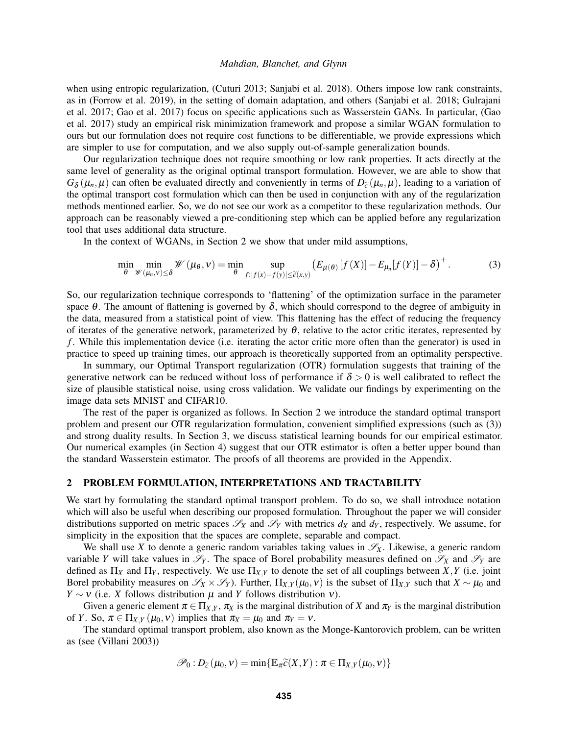when using entropic regularization, (Cuturi 2013; Sanjabi et al. 2018). Others impose low rank constraints, as in (Forrow et al. 2019), in the setting of domain adaptation, and others (Sanjabi et al. 2018; Gulrajani et al. 2017; Gao et al. 2017) focus on specific applications such as Wasserstein GANs. In particular, (Gao et al. 2017) study an empirical risk minimization framework and propose a similar WGAN formulation to ours but our formulation does not require cost functions to be differentiable, we provide expressions which are simpler to use for computation, and we also supply out-of-sample generalization bounds.

Our regularization technique does not require smoothing or low rank properties. It acts directly at the same level of generality as the original optimal transport formulation. However, we are able to show that $G_\delta(\mu_n, \mu)$ can often be evaluated directly and conveniently in terms of $D_{\widetilde{c}}(\mu_n, \mu)$, leading to a variation of the optimal transport cost formulation which can then be used in conjunction with any of the regularization methods mentioned earlier. So, we do not see our work as a competitor to these regularization methods. Our approach can be reasonably viewed a pre-conditioning step which can be applied before any regularization tool that uses additional data structure.

In the context of WGANs, in Section 2 we show that under mild assumptions,

$$\min_{\theta} \min_{\mathscr{W}(\mu_n, \nu) \leq \delta} \mathscr{W}(\mu_\theta, \nu) = \min_{\theta} \sup_{f : |f(x) - f(y)| \leq \widetilde{c}(x,y)} \left( E_{\mu(\theta)}[f(X)] - E_{\mu_n}[f(Y)] - \delta \right)^+ . \tag{3}$$

So, our regularization technique corresponds to 'flattening' of the optimization surface in the parameter space $\theta$. The amount of flattening is governed by $\delta$, which should correspond to the degree of ambiguity in the data, measured from a statistical point of view. This flattening has the effect of reducing the frequency of iterates of the generative network, parameterized by $\theta$, relative to the actor critic iterates, represented by $f$. While this implementation device (i.e. iterating the actor critic more often than the generator) is used in practice to speed up training times, our approach is theoretically supported from an optimality perspective.

In summary, our Optimal Transport regularization (OTR) formulation suggests that training of the generative network can be reduced without loss of performance if $\delta > 0$ is well calibrated to reflect the size of plausible statistical noise, using cross validation. We validate our findings by experimenting on the image data sets MNIST and CIFAR10.

The rest of the paper is organized as follows. In Section 2 we introduce the standard optimal transport problem and present our OTR regularization formulation, convenient simplified expressions (such as (3)) and strong duality results. In Section 3, we discuss statistical learning bounds for our empirical estimator. Our numerical examples (in Section 4) suggest that our OTR estimator is often a better upper bound than the standard Wasserstein estimator. The proofs of all theorems are provided in the Appendix.

## 2 PROBLEM FORMULATION, INTERPRETATIONS AND TRACTABILITY

We start by formulating the standard optimal transport problem. To do so, we shall introduce notation which will also be useful when describing our proposed formulation. Throughout the paper we will consider distributions supported on metric spaces $\mathscr{S}_X$ and $\mathscr{S}_Y$ with metrics $d_X$ and $d_Y$, respectively. We assume, for simplicity in the exposition that the spaces are complete, separable and compact.

We shall use $X$ to denote a generic random variables taking values in $\mathscr{S}_X$. Likewise, a generic random variable $Y$ will take values in $\mathscr{S}_Y$. The space of Borel probability measures defined on $\mathscr{S}_X$ and $\mathscr{S}_Y$ are defined as $\Pi_X$ and $\Pi_Y$, respectively. We use $\Pi_{X,Y}$ to denote the set of all couplings between $X, Y$ (i.e. joint Borel probability measures on $\mathscr{S}_X \times \mathscr{S}_Y$). Further, $\Pi_{X,Y}(\mu_0, \nu)$ is the subset of $\Pi_{X,Y}$ such that $X \sim \mu_0$ and $Y \sim \nu$ (i.e. $X$ follows distribution $\mu$ and $Y$ follows distribution $\nu$).

Given a generic element $\pi \in \Pi_{X,Y}$, $\pi_X$ is the marginal distribution of $X$ and $\pi_Y$ is the marginal distribution of $Y$. So, $\pi \in \Pi_{X,Y}(\mu_0, \nu)$ implies that $\pi_X = \mu_0$ and $\pi_Y = \nu$.

The standard optimal transport problem, also known as the Monge-Kantorovich problem, can be written as (see (Villani 2003))

$$\mathscr{P}_0 : D_{\widetilde{c}}(\mu_0, \nu) = \min\{\mathbb{E}_\pi \widetilde{c}(X,Y) : \pi \in \Pi_{X,Y}(\mu_0, \nu)\}$$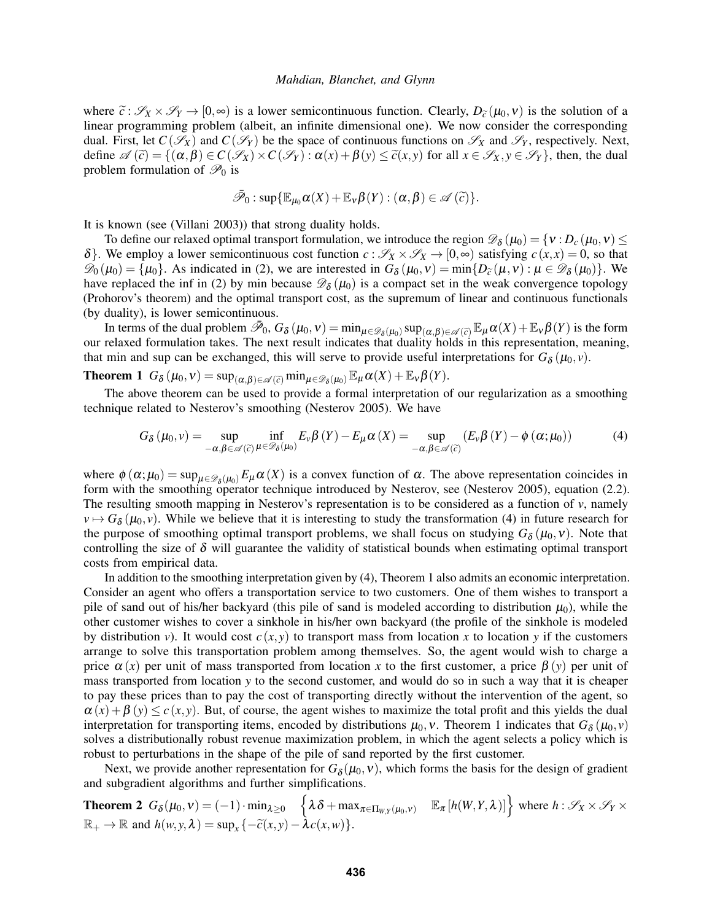where $\widetilde{c}: \mathscr{S}_X \times \mathscr{S}_Y \to [0,\infty)$ is a lower semicontinuous function. Clearly, $D_{\widetilde{c}}(\mu_0,\nu)$ is the solution of a linear programming problem (albeit, an infinite dimensional one). We now consider the corresponding dual. First, let $C(\mathscr{S}_X)$ and $C(\mathscr{S}_Y)$ be the space of continuous functions on $\mathscr{S}_X$ and $\mathscr{S}_Y$, respectively. Next, define $\mathscr{A}(\widetilde{c}) = \{(\alpha,\beta) \in C(\mathscr{S}_X) \times C(\mathscr{S}_Y) : \alpha(x) + \beta(y) \leq \widetilde{c}(x,y)$ for all $x \in \mathscr{S}_X, y \in \mathscr{S}_Y\}$, then, the dual problem formulation of $\mathscr{P}_0$ is

$$\bar{\mathscr{P}}_0 : \sup\{\mathbb{E}_{\mu_0}\alpha(X) + \mathbb{E}_\nu \beta(Y) : (\alpha,\beta) \in \mathscr{A}(\widetilde{c})\}.$$

It is known (see (Villani 2003)) that strong duality holds.

To define our relaxed optimal transport formulation, we introduce the region $\mathscr{D}_\delta(\mu_0) = \{\nu : D_c(\mu_0,\nu) \leq \delta\}$. We employ a lower semicontinuous cost function $c: \mathscr{S}_X \times \mathscr{S}_X \to [0,\infty)$ satisfying $c(x,x) = 0$, so that $\mathscr{D}_0(\mu_0) = \{\mu_0\}$. As indicated in (2), we are interested in $G_\delta(\mu_0,\nu) = \min\{D_{\widetilde{c}}(\mu,\nu) : \mu \in \mathscr{D}_\delta(\mu_0)\}$. We have replaced the inf in (2) by min because $\mathscr{D}_\delta(\mu_0)$ is a compact set in the weak convergence topology (Prohorov's theorem) and the optimal transport cost, as the supremum of linear and continuous functionals (by duality), is lower semicontinuous.

In terms of the dual problem $\bar{\mathscr{P}}_0$, $G_\delta(\mu_0,\nu) = \min_{\mu \in \mathscr{D}_\delta(\mu_0)} \sup_{(\alpha,\beta) \in \mathscr{A}(\widetilde{c})} \mathbb{E}_\mu \alpha(X) + \mathbb{E}_\nu \beta(Y)$ is the form our relaxed formulation takes. The next result indicates that duality holds in this representation, meaning, that min and sup can be exchanged, this will serve to provide useful interpretations for $G_\delta(\mu_0,v)$.

**Theorem 1** $G_\delta(\mu_0,\nu) = \sup_{(\alpha,\beta) \in \mathscr{A}(\widetilde{c})} \min_{\mu \in \mathscr{D}_\delta(\mu_0)} \mathbb{E}_\mu \alpha(X) + \mathbb{E}_\nu \beta(Y)$.

The above theorem can be used to provide a formal interpretation of our regularization as a smoothing technique related to Nesterov's smoothing (Nesterov 2005). We have

$$G_\delta(\mu_0,v) = \sup_{-\alpha,\beta \in \mathscr{A}(\widetilde{c})} \inf_{\mu \in \mathscr{D}_\delta(\mu_0)} E_v \beta(Y) - E_\mu \alpha(X) = \sup_{-\alpha,\beta \in \mathscr{A}(\widetilde{c})} (E_v \beta(Y) - \phi(\alpha;\mu_0)) \tag{4}$$

where $\phi(\alpha;\mu_0) = \sup_{\mu \in \mathscr{D}_\delta(\mu_0)} E_\mu \alpha(X)$ is a convex function of $\alpha$. The above representation coincides in form with the smoothing operator technique introduced by Nesterov, see (Nesterov 2005), equation (2.2). The resulting smooth mapping in Nesterov's representation is to be considered as a function of $v$, namely $v \mapsto G_\delta(\mu_0,v)$. While we believe that it is interesting to study the transformation (4) in future research for the purpose of smoothing optimal transport problems, we shall focus on studying $G_\delta(\mu_0,\nu)$. Note that controlling the size of $\delta$ will guarantee the validity of statistical bounds when estimating optimal transport costs from empirical data.

In addition to the smoothing interpretation given by (4), Theorem 1 also admits an economic interpretation. Consider an agent who offers a transportation service to two customers. One of them wishes to transport a pile of sand out of his/her backyard (this pile of sand is modeled according to distribution $\mu_0$), while the other customer wishes to cover a sinkhole in his/her own backyard (the profile of the sinkhole is modeled by distribution $v$). It would cost $c(x,y)$ to transport mass from location $x$ to location $y$ if the customers arrange to solve this transportation problem among themselves. So, the agent would wish to charge a price $\alpha(x)$ per unit of mass transported from location $x$ to the first customer, a price $\beta(y)$ per unit of mass transported from location $y$ to the second customer, and would do so in such a way that it is cheaper to pay these prices than to pay the cost of transporting directly without the intervention of the agent, so $\alpha(x) + \beta(y) \leq c(x,y)$. But, of course, the agent wishes to maximize the total profit and this yields the dual interpretation for transporting items, encoded by distributions $\mu_0,\nu$. Theorem 1 indicates that $G_\delta(\mu_0,v)$ solves a distributionally robust revenue maximization problem, in which the agent selects a policy which is robust to perturbations in the shape of the pile of sand reported by the first customer.

Next, we provide another representation for $G_\delta(\mu_0,\nu)$, which forms the basis for the design of gradient and subgradient algorithms and further simplifications.

**Theorem 2** $G_\delta(\mu_0,\nu) = (-1) \cdot \min_{\lambda \geq 0} \left\{ \lambda\delta + \max_{\pi \in \Pi_{W,Y}(\mu_0,\nu)} \mathbb{E}_\pi[h(W,Y,\lambda)] \right\}$ where $h: \mathscr{S}_X \times \mathscr{S}_Y \times \mathbb{R}_+ \to \mathbb{R}$ and $h(w,y,\lambda) = \sup_x\{-\widetilde{c}(x,y) - \lambda c(x,w)\}$.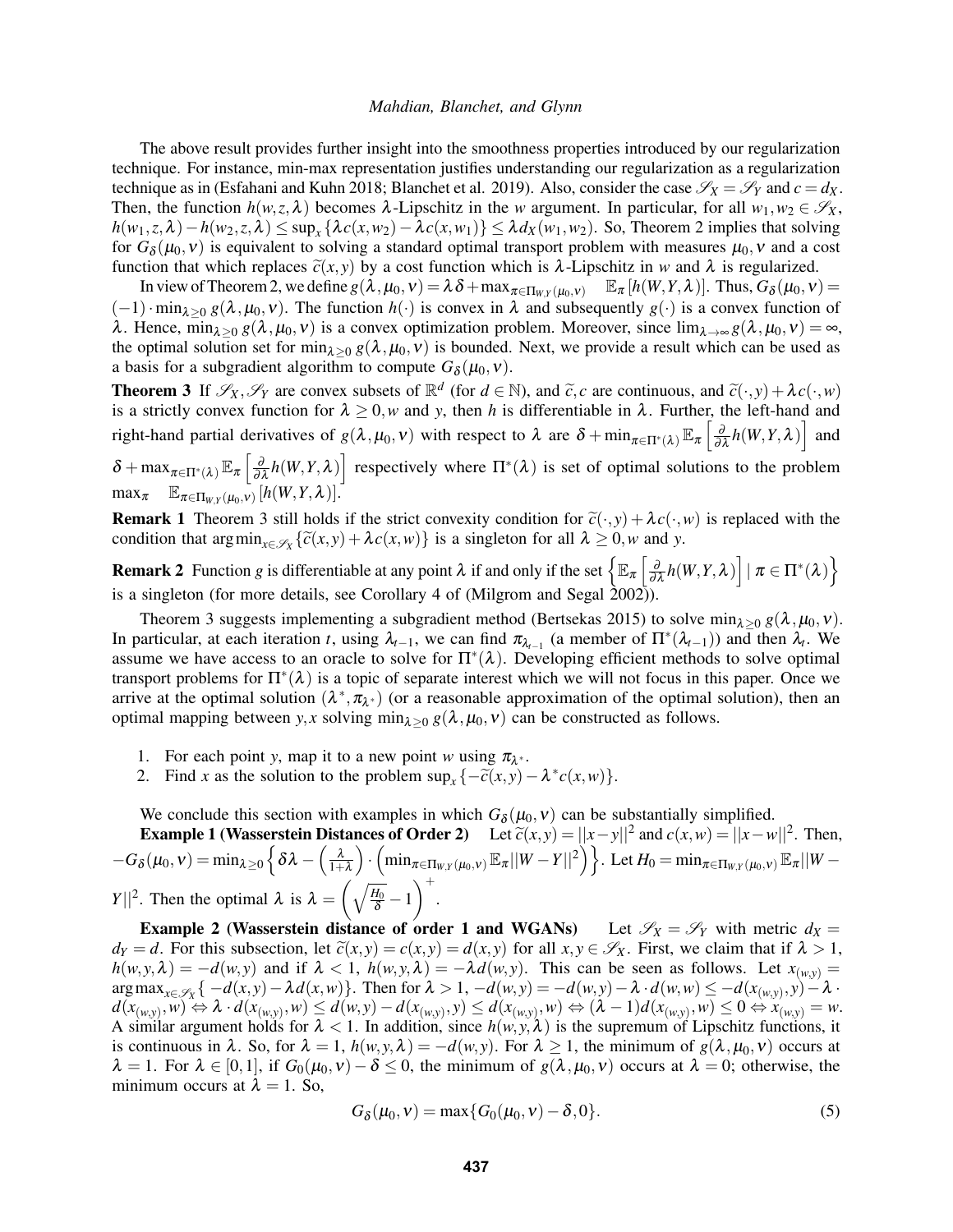The above result provides further insight into the smoothness properties introduced by our regularization technique. For instance, min-max representation justifies understanding our regularization as a regularization technique as in (Esfahani and Kuhn 2018; Blanchet et al. 2019). Also, consider the case $\mathscr{S}_X = \mathscr{S}_Y$ and $c = d_X$. Then, the function $h(w,z,\lambda)$ becomes $\lambda$-Lipschitz in the $w$ argument. In particular, for all $w_1, w_2 \in \mathscr{S}_X$, $h(w_1,z,\lambda) - h(w_2,z,\lambda) \le \sup_x \{\lambda c(x,w_2) - \lambda c(x,w_1)\} \le \lambda d_X(w_1,w_2)$. So, Theorem 2 implies that solving for $G_\delta(\mu_0,\nu)$ is equivalent to solving a standard optimal transport problem with measures $\mu_0,\nu$ and a cost function that which replaces $\widetilde{c}(x,y)$ by a cost function which is $\lambda$-Lipschitz in $w$ and $\lambda$ is regularized.

In view of Theorem 2, we define $g(\lambda,\mu_0,\nu) = \lambda\delta + \max_{\pi\in\Pi_{W,Y}(\mu_0,\nu)} \quad \mathbb{E}_\pi[h(W,Y,\lambda)]$. Thus, $G_\delta(\mu_0,\nu) = (-1)\cdot\min_{\lambda\ge 0} g(\lambda,\mu_0,\nu)$. The function $h(\cdot)$ is convex in $\lambda$ and subsequently $g(\cdot)$ is a convex function of $\lambda$. Hence, $\min_{\lambda\ge 0} g(\lambda,\mu_0,\nu)$ is a convex optimization problem. Moreover, since $\lim_{\lambda\to\infty} g(\lambda,\mu_0,\nu) = \infty$, the optimal solution set for $\min_{\lambda\ge 0} g(\lambda,\mu_0,\nu)$ is bounded. Next, we provide a result which can be used as a basis for a subgradient algorithm to compute $G_\delta(\mu_0,\nu)$.

**Theorem 3** If $\mathscr{S}_X, \mathscr{S}_Y$ are convex subsets of $\mathbb{R}^d$ (for $d\in\mathbb{N}$), and $\widetilde{c}, c$ are continuous, and $\widetilde{c}(\cdot,y) + \lambda c(\cdot,w)$ is a strictly convex function for $\lambda\ge 0, w$ and $y$, then $h$ is differentiable in $\lambda$. Further, the left-hand and right-hand partial derivatives of $g(\lambda,\mu_0,\nu)$ with respect to $\lambda$ are $\delta + \min_{\pi\in\Pi^*(\lambda)} \mathbb{E}_\pi\left[\frac{\partial}{\partial\lambda} h(W,Y,\lambda)\right]$ and $\delta + \max_{\pi\in\Pi^*(\lambda)} \mathbb{E}_\pi\left[\frac{\partial}{\partial\lambda} h(W,Y,\lambda)\right]$ respectively where $\Pi^*(\lambda)$ is set of optimal solutions to the problem $\max_\pi \quad \mathbb{E}_{\pi\in\Pi_{W,Y}(\mu_0,\nu)}[h(W,Y,\lambda)]$.

**Remark 1** Theorem 3 still holds if the strict convexity condition for $\widetilde{c}(\cdot,y) + \lambda c(\cdot,w)$ is replaced with the condition that $\arg\min_{x\in\mathscr{S}_X}\{\widetilde{c}(x,y) + \lambda c(x,w)\}$ is a singleton for all $\lambda\ge 0, w$ and $y$.

**Remark 2** Function $g$ is differentiable at any point $\lambda$ if and only if the set $\left\{\mathbb{E}_\pi\left[\frac{\partial}{\partial\lambda} h(W,Y,\lambda)\right] \mid \pi\in\Pi^*(\lambda)\right\}$ is a singleton (for more details, see Corollary 4 of (Milgrom and Segal 2002)).

Theorem 3 suggests implementing a subgradient method (Bertsekas 2015) to solve $\min_{\lambda\ge 0} g(\lambda,\mu_0,\nu)$. In particular, at each iteration $t$, using $\lambda_{t-1}$, we can find $\pi_{\lambda_{t-1}}$ (a member of $\Pi^*(\lambda_{t-1})$) and then $\lambda_t$. We assume we have access to an oracle to solve for $\Pi^*(\lambda)$. Developing efficient methods to solve optimal transport problems for $\Pi^*(\lambda)$ is a topic of separate interest which we will not focus in this paper. Once we arrive at the optimal solution $(\lambda^*, \pi_{\lambda^*})$ (or a reasonable approximation of the optimal solution), then an optimal mapping between $y,x$ solving $\min_{\lambda\ge 0} g(\lambda,\mu_0,\nu)$ can be constructed as follows.

1. For each point $y$, map it to a new point $w$ using $\pi_{\lambda^*}$.
2. Find $x$ as the solution to the problem $\sup_x\{-\widetilde{c}(x,y) - \lambda^* c(x,w)\}$.

We conclude this section with examples in which $G_\delta(\mu_0,\nu)$ can be substantially simplified.

**Example 1 (Wasserstein Distances of Order 2)** Let $\widetilde{c}(x,y) = ||x-y||^2$ and $c(x,w) = ||x-w||^2$. Then, $-G_\delta(\mu_0,\nu) = \min_{\lambda\ge 0}\left\{\delta\lambda - \left(\frac{\lambda}{1+\lambda}\right)\cdot\left(\min_{\pi\in\Pi_{W,Y}(\mu_0,\nu)} \mathbb{E}_\pi||W-Y||^2\right)\right\}$. Let $H_0 = \min_{\pi\in\Pi_{W,Y}(\mu_0,\nu)} \mathbb{E}_\pi||W-Y||^2$. Then the optimal $\lambda$ is $\lambda = \left(\sqrt{\frac{H_0}{\delta}} - 1\right)^+$.

**Example 2 (Wasserstein distance of order 1 and WGANs)** Let $\mathscr{S}_X = \mathscr{S}_Y$ with metric $d_X = d_Y = d$. For this subsection, let $\widetilde{c}(x,y) = c(x,y) = d(x,y)$ for all $x,y\in\mathscr{S}_X$. First, we claim that if $\lambda > 1$, $h(w,y,\lambda) = -d(w,y)$ and if $\lambda < 1$, $h(w,y,\lambda) = -\lambda d(w,y)$. This can be seen as follows. Let $x_{(w,y)} = \arg\max_{x\in\mathscr{S}_X}\{-d(x,y) - \lambda d(x,w)\}$. Then for $\lambda > 1$, $-d(w,y) = -d(w,y) - \lambda\cdot d(w,w) \le -d(x_{(w,y)},y) - \lambda\cdot d(x_{(w,y)},w) \Leftrightarrow \lambda\cdot d(x_{(w,y)},w) \le d(w,y) - d(x_{(w,y)},y) \le d(x_{(w,y)},w) \Leftrightarrow (\lambda-1)d(x_{(w,y)},w) \le 0 \Leftrightarrow x_{(w,y)} = w$. A similar argument holds for $\lambda < 1$. In addition, since $h(w,y,\lambda)$ is the supremum of Lipschitz functions, it is continuous in $\lambda$. So, for $\lambda = 1$, $h(w,y,\lambda) = -d(w,y)$. For $\lambda\ge 1$, the minimum of $g(\lambda,\mu_0,\nu)$ occurs at $\lambda = 1$. For $\lambda\in[0,1]$, if $G_0(\mu_0,\nu) - \delta \le 0$, the minimum of $g(\lambda,\mu_0,\nu)$ occurs at $\lambda = 0$; otherwise, the minimum occurs at $\lambda = 1$. So,

$$G_\delta(\mu_0,\nu) = \max\{G_0(\mu_0,\nu) - \delta, 0\}. \tag{5}$$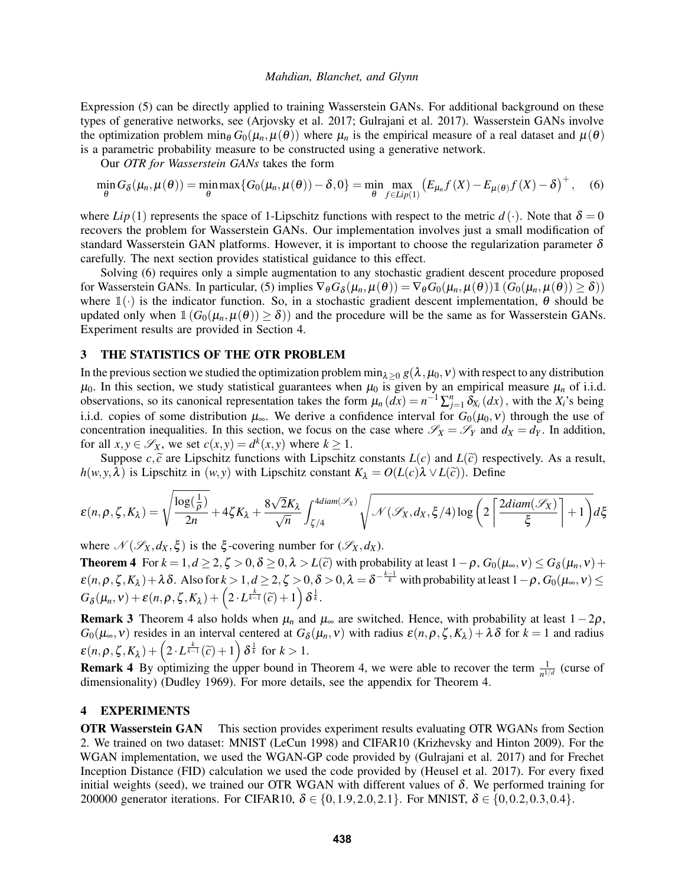Expression (5) can be directly applied to training Wasserstein GANs. For additional background on these types of generative networks, see (Arjovsky et al. 2017; Gulrajani et al. 2017). Wasserstein GANs involve the optimization problem $\min_\theta G_0(\mu_n, \mu(\theta))$ where $\mu_n$ is the empirical measure of a real dataset and $\mu(\theta)$ is a parametric probability measure to be constructed using a generative network.

Our *OTR for Wasserstein GANs* takes the form

$$\min_\theta G_\delta(\mu_n, \mu(\theta)) = \min_\theta \max\{G_0(\mu_n, \mu(\theta)) - \delta, 0\} = \min_\theta \max_{f \in Lip(1)} \left(E_{\mu_n} f(X) - E_{\mu(\theta)} f(X) - \delta\right)^+, \quad (6)$$

where $Lip(1)$ represents the space of 1-Lipschitz functions with respect to the metric $d(\cdot)$. Note that $\delta = 0$ recovers the problem for Wasserstein GANs. Our implementation involves just a small modification of standard Wasserstein GAN platforms. However, it is important to choose the regularization parameter $\delta$ carefully. The next section provides statistical guidance to this effect.

Solving (6) requires only a simple augmentation to any stochastic gradient descent procedure proposed for Wasserstein GANs. In particular, (5) implies $\nabla_\theta G_\delta(\mu_n, \mu(\theta)) = \nabla_\theta G_0(\mu_n, \mu(\theta)) \mathbb{1}(G_0(\mu_n, \mu(\theta)) \geq \delta))$ where $\mathbb{1}(\cdot)$ is the indicator function. So, in a stochastic gradient descent implementation, $\theta$ should be updated only when $\mathbb{1}(G_0(\mu_n, \mu(\theta)) \geq \delta))$ and the procedure will be the same as for Wasserstein GANs. Experiment results are provided in Section 4.

## 3 THE STATISTICS OF THE OTR PROBLEM

In the previous section we studied the optimization problem $\min_{\lambda \geq 0} g(\lambda, \mu_0, \nu)$ with respect to any distribution $\mu_0$. In this section, we study statistical guarantees when $\mu_0$ is given by an empirical measure $\mu_n$ of i.i.d. observations, so its canonical representation takes the form $\mu_n(dx) = n^{-1} \sum_{j=1}^n \delta_{X_i}(dx)$, with the $X_i$'s being i.i.d. copies of some distribution $\mu_\infty$. We derive a confidence interval for $G_0(\mu_0, \nu)$ through the use of concentration inequalities. In this section, we focus on the case where $\mathscr{S}_X = \mathscr{S}_Y$ and $d_X = d_Y$. In addition, for all $x, y \in \mathscr{S}_X$, we set $c(x,y) = d^k(x,y)$ where $k \geq 1$.

Suppose $c, \widetilde{c}$ are Lipschitz functions with Lipschitz constants $L(c)$ and $L(\widetilde{c})$ respectively. As a result, $h(w, y, \lambda)$ is Lipschitz in $(w, y)$ with Lipschitz constant $K_\lambda = O(L(c)\lambda \vee L(\widetilde{c}))$. Define

$$\varepsilon(n, \rho, \zeta, K_\lambda) = \sqrt{\frac{\log(\frac{1}{\rho})}{2n}} + 4\zeta K_\lambda + \frac{8\sqrt{2}K_\lambda}{\sqrt{n}} \int_{\zeta/4}^{4diam(\mathscr{S}_X)} \sqrt{\mathscr{N}(\mathscr{S}_X, d_X, \xi/4) \log\left(2\left\lceil \frac{2diam(\mathscr{S}_X)}{\xi} \right\rceil + 1\right)} d\xi$$

where $\mathscr{N}(\mathscr{S}_X, d_X, \xi)$ is the $\xi$-covering number for $(\mathscr{S}_X, d_X)$.

**Theorem 4** For $k = 1, d \geq 2, \zeta > 0, \delta \geq 0, \lambda > L(\widetilde{c})$ with probability at least $1 - \rho$, $G_0(\mu_\infty, \nu) \leq G_\delta(\mu_n, \nu) + \varepsilon(n, \rho, \zeta, K_\lambda) + \lambda\delta$. Also for $k > 1, d \geq 2, \zeta > 0, \delta > 0, \lambda = \delta^{-\frac{k-1}{k}}$ with probability at least $1 - \rho$, $G_0(\mu_\infty, \nu) \leq G_\delta(\mu_n, \nu) + \varepsilon(n, \rho, \zeta, K_\lambda) + \left(2 \cdot L^{\frac{k}{k-1}}(\widetilde{c}) + 1\right)\delta^{\frac{1}{k}}$.

**Remark 3** Theorem 4 also holds when $\mu_n$ and $\mu_\infty$ are switched. Hence, with probability at least $1 - 2\rho$, $G_0(\mu_\infty, \nu)$ resides in an interval centered at $G_\delta(\mu_n, \nu)$ with radius $\varepsilon(n, \rho, \zeta, K_\lambda) + \lambda\delta$ for $k = 1$ and radius $\varepsilon(n, \rho, \zeta, K_\lambda) + \left(2 \cdot L^{\frac{k}{k-1}}(\widetilde{c}) + 1\right)\delta^{\frac{1}{k}}$ for $k > 1$.

**Remark 4** By optimizing the upper bound in Theorem 4, we were able to recover the term $\frac{1}{n^{1/d}}$ (curse of dimensionality) (Dudley 1969). For more details, see the appendix for Theorem 4.

## 4 EXPERIMENTS

**OTR Wasserstein GAN** This section provides experiment results evaluating OTR WGANs from Section 2. We trained on two dataset: MNIST (LeCun 1998) and CIFAR10 (Krizhevsky and Hinton 2009). For the WGAN implementation, we used the WGAN-GP code provided by (Gulrajani et al. 2017) and for Frechet Inception Distance (FID) calculation we used the code provided by (Heusel et al. 2017). For every fixed initial weights (seed), we trained our OTR WGAN with different values of $\delta$. We performed training for 200000 generator iterations. For CIFAR10, $\delta \in \{0, 1.9, 2.0, 2.1\}$. For MNIST, $\delta \in \{0, 0.2, 0.3, 0.4\}$.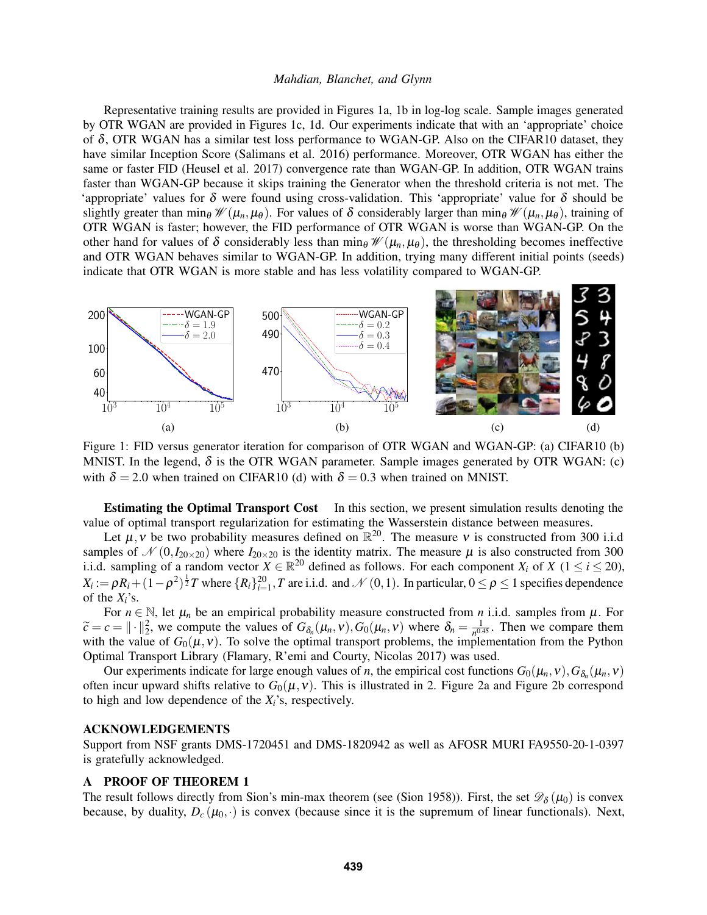Representative training results are provided in Figures 1a, 1b in log-log scale. Sample images generated by OTR WGAN are provided in Figures 1c, 1d. Our experiments indicate that with an 'appropriate' choice of $\delta$, OTR WGAN has a similar test loss performance to WGAN-GP. Also on the CIFAR10 dataset, they have similar Inception Score (Salimans et al. 2016) performance. Moreover, OTR WGAN has either the same or faster FID (Heusel et al. 2017) convergence rate than WGAN-GP. In addition, OTR WGAN trains faster than WGAN-GP because it skips training the Generator when the threshold criteria is not met. The 'appropriate' values for $\delta$ were found using cross-validation. This 'appropriate' value for $\delta$ should be slightly greater than $\min_\theta \mathscr{W}(\mu_n, \mu_\theta)$. For values of $\delta$ considerably larger than $\min_\theta \mathscr{W}(\mu_n, \mu_\theta)$, training of OTR WGAN is faster; however, the FID performance of OTR WGAN is worse than WGAN-GP. On the other hand for values of $\delta$ considerably less than $\min_\theta \mathscr{W}(\mu_n, \mu_\theta)$, the thresholding becomes ineffective and OTR WGAN behaves similar to WGAN-GP. In addition, trying many different initial points (seeds) indicate that OTR WGAN is more stable and has less volatility compared to WGAN-GP.

Figure 1: FID versus generator iteration for comparison of OTR WGAN and WGAN-GP: (a) CIFAR10 (b) MNIST. In the legend, $\delta$ is the OTR WGAN parameter. Sample images generated by OTR WGAN: (c) with $\delta = 2.0$ when trained on CIFAR10 (d) with $\delta = 0.3$ when trained on MNIST.

**Estimating the Optimal Transport Cost** In this section, we present simulation results denoting the value of optimal transport regularization for estimating the Wasserstein distance between measures.

Let $\mu, \nu$ be two probability measures defined on $\mathbb{R}^{20}$. The measure $\nu$ is constructed from 300 i.i.d samples of $\mathscr{N}(0, I_{20\times 20})$ where $I_{20\times 20}$ is the identity matrix. The measure $\mu$ is also constructed from 300 i.i.d. sampling of a random vector $X \in \mathbb{R}^{20}$ defined as follows. For each component $X_i$ of $X$ ($1 \leq i \leq 20$), $X_i := \rho R_i + (1-\rho^2)^{\frac{1}{2}} T$ where $\{R_i\}_{i=1}^{20}, T$ are i.i.d. and $\mathscr{N}(0,1)$. In particular, $0 \leq \rho \leq 1$ specifies dependence of the $X_i$'s.

For $n \in \mathbb{N}$, let $\mu_n$ be an empirical probability measure constructed from $n$ i.i.d. samples from $\mu$. For $\widetilde{c} = c = \|\cdot\|_2^2$, we compute the values of $G_{\delta_n}(\mu_n, \nu), G_0(\mu_n, \nu)$ where $\delta_n = \frac{1}{n^{0.45}}$. Then we compare them with the value of $G_0(\mu, \nu)$. To solve the optimal transport problems, the implementation from the Python Optimal Transport Library (Flamary, R'emi and Courty, Nicolas 2017) was used.

Our experiments indicate for large enough values of $n$, the empirical cost functions $G_0(\mu_n, \nu), G_{\delta_n}(\mu_n, \nu)$ often incur upward shifts relative to $G_0(\mu, \nu)$. This is illustrated in 2. Figure 2a and Figure 2b correspond to high and low dependence of the $X_i$'s, respectively.

### ACKNOWLEDGEMENTS

Support from NSF grants DMS-1720451 and DMS-1820942 as well as AFOSR MURI FA9550-20-1-0397 is gratefully acknowledged.

## A PROOF OF THEOREM 1

The result follows directly from Sion's min-max theorem (see (Sion 1958)). First, the set $\mathscr{D}_\delta(\mu_0)$ is convex because, by duality, $D_c(\mu_0, \cdot)$ is convex (because since it is the supremum of linear functionals). Next,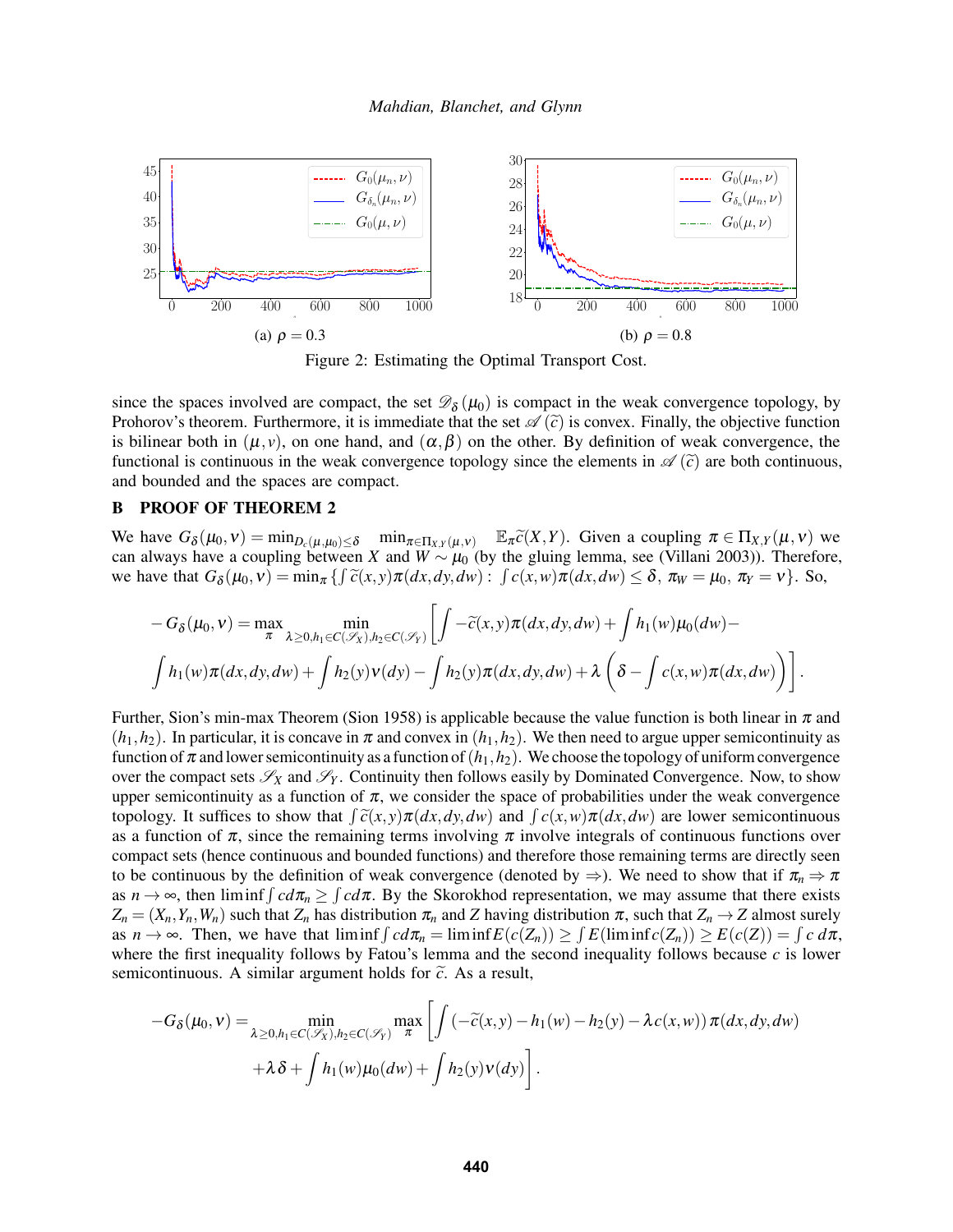(a) $\rho = 0.3$

(b) $\rho = 0.8$

Figure 2: Estimating the Optimal Transport Cost.

since the spaces involved are compact, the set $\mathscr{D}_\delta(\mu_0)$ is compact in the weak convergence topology, by Prohorov's theorem. Furthermore, it is immediate that the set $\mathscr{A}(\widetilde{c})$ is convex. Finally, the objective function is bilinear both in $(\mu, \nu)$, on one hand, and $(\alpha, \beta)$ on the other. By definition of weak convergence, the functional is continuous in the weak convergence topology since the elements in $\mathscr{A}(\widetilde{c})$ are both continuous, and bounded and the spaces are compact.

## B PROOF OF THEOREM 2

We have $G_\delta(\mu_0, \nu) = \min_{D_c(\mu,\mu_0)\leq\delta} \min_{\pi\in\Pi_{X,Y}(\mu,\nu)} \mathbb{E}_\pi \widetilde{c}(X,Y)$. Given a coupling $\pi \in \Pi_{X,Y}(\mu, \nu)$ we can always have a coupling between $X$ and $W \sim \mu_0$ (by the gluing lemma, see (Villani 2003)). Therefore, we have that $G_\delta(\mu_0, \nu) = \min_\pi \{\int \widetilde{c}(x,y)\pi(dx,dy,dw) : \int c(x,w)\pi(dx,dw) \leq \delta,\ \pi_W = \mu_0,\ \pi_Y = \nu\}$. So,

$$
-G_\delta(\mu_0, \nu) = \max_\pi \min_{\lambda\geq 0, h_1\in C(\mathscr{S}_X), h_2\in C(\mathscr{S}_Y)} \Bigg[\int -\widetilde{c}(x,y)\pi(dx,dy,dw) + \int h_1(w)\mu_0(dw) -
$$
$$
\int h_1(w)\pi(dx,dy,dw) + \int h_2(y)\nu(dy) - \int h_2(y)\pi(dx,dy,dw) + \lambda\left(\delta - \int c(x,w)\pi(dx,dw)\right)\Bigg].
$$

Further, Sion's min-max Theorem (Sion 1958) is applicable because the value function is both linear in $\pi$ and $(h_1, h_2)$. In particular, it is concave in $\pi$ and convex in $(h_1, h_2)$. We then need to argue upper semicontinuity as function of $\pi$ and lower semicontinuity as a function of $(h_1, h_2)$. We choose the topology of uniform convergence over the compact sets $\mathscr{S}_X$ and $\mathscr{S}_Y$. Continuity then follows easily by Dominated Convergence. Now, to show upper semicontinuity as a function of $\pi$, we consider the space of probabilities under the weak convergence topology. It suffices to show that $\int \widetilde{c}(x,y)\pi(dx,dy,dw)$ and $\int c(x,w)\pi(dx,dw)$ are lower semicontinuous as a function of $\pi$, since the remaining terms involving $\pi$ involve integrals of continuous functions over compact sets (hence continuous and bounded functions) and therefore those remaining terms are directly seen to be continuous by the definition of weak convergence (denoted by $\Rightarrow$). We need to show that if $\pi_n \Rightarrow \pi$ as $n \to \infty$, then $\liminf \int c\,d\pi_n \geq \int c\,d\pi$. By the Skorokhod representation, we may assume that there exists $Z_n = (X_n, Y_n, W_n)$ such that $Z_n$ has distribution $\pi_n$ and $Z$ having distribution $\pi$, such that $Z_n \to Z$ almost surely as $n \to \infty$. Then, we have that $\liminf \int c\,d\pi_n = \liminf E(c(Z_n)) \geq \int E(\liminf c(Z_n)) \geq E(c(Z)) = \int c\,d\pi$, where the first inequality follows by Fatou's lemma and the second inequality follows because $c$ is lower semicontinuous. A similar argument holds for $\widetilde{c}$. As a result,

$$
-G_\delta(\mu_0, \nu) = \min_{\lambda\geq 0, h_1\in C(\mathscr{S}_X), h_2\in C(\mathscr{S}_Y)} \max_\pi \Bigg[\int \left(-\widetilde{c}(x,y) - h_1(w) - h_2(y) - \lambda c(x,w)\right)\pi(dx,dy,dw)
$$
$$
+\lambda\delta + \int h_1(w)\mu_0(dw) + \int h_2(y)\nu(dy)\Bigg].
$$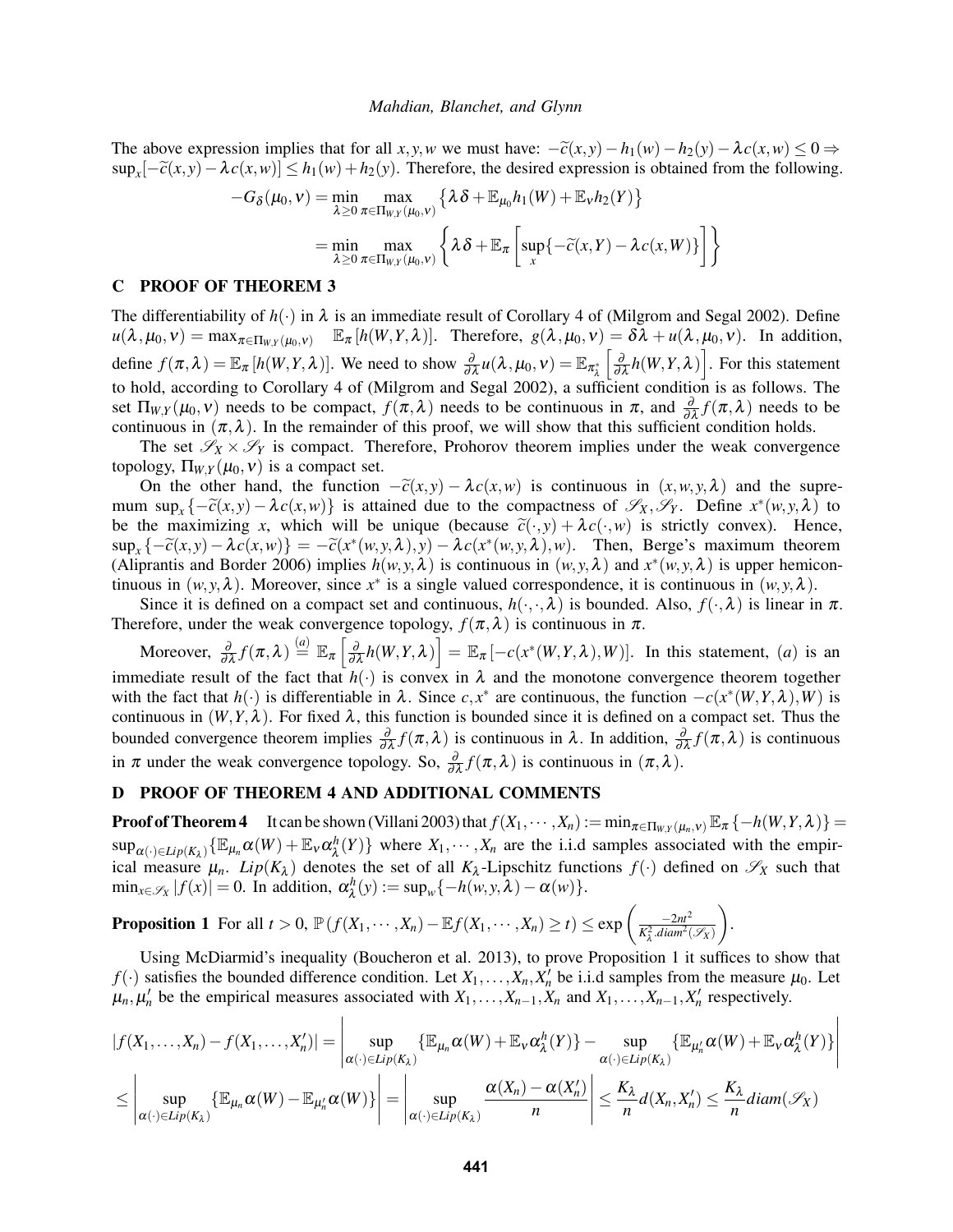The above expression implies that for all $x,y,w$ we must have: $-\widetilde{c}(x,y)-h_1(w)-h_2(y)-\lambda c(x,w)\leq 0 \Rightarrow \sup_x[-\widetilde{c}(x,y)-\lambda c(x,w)]\leq h_1(w)+h_2(y)$. Therefore, the desired expression is obtained from the following.

$$
\begin{aligned}
-G_\delta(\mu_0,\nu) &= \min_{\lambda\geq 0}\max_{\pi\in\Pi_{W,Y}(\mu_0,\nu)}\left\{\lambda\delta+\mathbb{E}_{\mu_0}h_1(W)+\mathbb{E}_\nu h_2(Y)\right\}\\
&= \min_{\lambda\geq 0}\max_{\pi\in\Pi_{W,Y}(\mu_0,\nu)}\left\{\lambda\delta+\mathbb{E}_\pi\left[\sup_x\{-\widetilde{c}(x,Y)-\lambda c(x,W)\}\right]\right\}
\end{aligned}
$$

## C PROOF OF THEOREM 3

The differentiability of $h(\cdot)$ in $\lambda$ is an immediate result of Corollary 4 of (Milgrom and Segal 2002). Define $u(\lambda,\mu_0,\nu)=\max_{\pi\in\Pi_{W,Y}(\mu_0,\nu)}\quad\mathbb{E}_\pi[h(W,Y,\lambda)]$. Therefore, $g(\lambda,\mu_0,\nu)=\delta\lambda+u(\lambda,\mu_0,\nu)$. In addition, define $f(\pi,\lambda)=\mathbb{E}_\pi[h(W,Y,\lambda)]$. We need to show $\frac{\partial}{\partial\lambda}u(\lambda,\mu_0,\nu)=\mathbb{E}_{\pi^*_\lambda}\left[\frac{\partial}{\partial\lambda}h(W,Y,\lambda)\right]$. For this statement to hold, according to Corollary 4 of (Milgrom and Segal 2002), a sufficient condition is as follows. The set $\Pi_{W,Y}(\mu_0,\nu)$ needs to be compact, $f(\pi,\lambda)$ needs to be continuous in $\pi$, and $\frac{\partial}{\partial\lambda}f(\pi,\lambda)$ needs to be continuous in $(\pi,\lambda)$. In the remainder of this proof, we will show that this sufficient condition holds.

The set $\mathscr{S}_X\times\mathscr{S}_Y$ is compact. Therefore, Prohorov theorem implies under the weak convergence topology, $\Pi_{W,Y}(\mu_0,\nu)$ is a compact set.

On the other hand, the function $-\widetilde{c}(x,y)-\lambda c(x,w)$ is continuous in $(x,w,y,\lambda)$ and the supremum $\sup_x\{-\widetilde{c}(x,y)-\lambda c(x,w)\}$ is attained due to the compactness of $\mathscr{S}_X,\mathscr{S}_Y$. Define $x^*(w,y,\lambda)$ to be the maximizing $x$, which will be unique (because $\widetilde{c}(\cdot,y)+\lambda c(\cdot,w)$ is strictly convex). Hence, $\sup_x\{-\widetilde{c}(x,y)-\lambda c(x,w)\}=-\widetilde{c}(x^*(w,y,\lambda),y)-\lambda c(x^*(w,y,\lambda),w)$. Then, Berge's maximum theorem (Aliprantis and Border 2006) implies $h(w,y,\lambda)$ is continuous in $(w,y,\lambda)$ and $x^*(w,y,\lambda)$ is upper hemicontinuous in $(w,y,\lambda)$. Moreover, since $x^*$ is a single valued correspondence, it is continuous in $(w,y,\lambda)$.

Since it is defined on a compact set and continuous, $h(\cdot,\cdot,\lambda)$ is bounded. Also, $f(\cdot,\lambda)$ is linear in $\pi$. Therefore, under the weak convergence topology, $f(\pi,\lambda)$ is continuous in $\pi$.

Moreover, $\frac{\partial}{\partial\lambda}f(\pi,\lambda)\overset{(a)}{=}\mathbb{E}_\pi\left[\frac{\partial}{\partial\lambda}h(W,Y,\lambda)\right]=\mathbb{E}_\pi[-c(x^*(W,Y,\lambda),W)]$. In this statement, $(a)$ is an immediate result of the fact that $h(\cdot)$ is convex in $\lambda$ and the monotone convergence theorem together with the fact that $h(\cdot)$ is differentiable in $\lambda$. Since $c,x^*$ are continuous, the function $-c(x^*(W,Y,\lambda),W)$ is continuous in $(W,Y,\lambda)$. For fixed $\lambda$, this function is bounded since it is defined on a compact set. Thus the bounded convergence theorem implies $\frac{\partial}{\partial\lambda}f(\pi,\lambda)$ is continuous in $\lambda$. In addition, $\frac{\partial}{\partial\lambda}f(\pi,\lambda)$ is continuous in $\pi$ under the weak convergence topology. So, $\frac{\partial}{\partial\lambda}f(\pi,\lambda)$ is continuous in $(\pi,\lambda)$.

## D PROOF OF THEOREM 4 AND ADDITIONAL COMMENTS

**Proof of Theorem 4** It can be shown (Villani 2003) that $f(X_1,\cdots,X_n):=\min_{\pi\in\Pi_{W,Y}(\mu_n,\nu)}\mathbb{E}_\pi\{-h(W,Y,\lambda)\}=\sup_{\alpha(\cdot)\in Lip(K_\lambda)}\{\mathbb{E}_{\mu_n}\alpha(W)+\mathbb{E}_\nu\alpha^h_\lambda(Y)\}$ where $X_1,\cdots,X_n$ are the i.i.d samples associated with the empirical measure $\mu_n$. $Lip(K_\lambda)$ denotes the set of all $K_\lambda$-Lipschitz functions $f(\cdot)$ defined on $\mathscr{S}_X$ such that $\min_{x\in\mathscr{S}_X}|f(x)|=0$. In addition, $\alpha^h_\lambda(y):=\sup_w\{-h(w,y,\lambda)-\alpha(w)\}$.

**Proposition 1** For all $t>0$, $\mathbb{P}\left(f(X_1,\cdots,X_n)-\mathbb{E}f(X_1,\cdots,X_n)\geq t\right)\leq\exp\left(\frac{-2nt^2}{K^2_\lambda.diam^2(\mathscr{S}_X)}\right)$.

Using McDiarmid's inequality (Boucheron et al. 2013), to prove Proposition 1 it suffices to show that $f(\cdot)$ satisfies the bounded difference condition. Let $X_1,\ldots,X_n,X'_n$ be i.i.d samples from the measure $\mu_0$. Let $\mu_n,\mu'_n$ be the empirical measures associated with $X_1,\ldots,X_{n-1},X_n$ and $X_1,\ldots,X_{n-1},X'_n$ respectively.

$$
\begin{aligned}
|f(X_1,\ldots,X_n)-f(X_1,\ldots,X'_n)| &= \left|\sup_{\alpha(\cdot)\in Lip(K_\lambda)}\{\mathbb{E}_{\mu_n}\alpha(W)+\mathbb{E}_\nu\alpha^h_\lambda(Y)\}-\sup_{\alpha(\cdot)\in Lip(K_\lambda)}\{\mathbb{E}_{\mu'_n}\alpha(W)+\mathbb{E}_\nu\alpha^h_\lambda(Y)\}\right|\\
\leq\left|\sup_{\alpha(\cdot)\in Lip(K_\lambda)}\{\mathbb{E}_{\mu_n}\alpha(W)-\mathbb{E}_{\mu'_n}\alpha(W)\}\right| &= \left|\sup_{\alpha(\cdot)\in Lip(K_\lambda)}\frac{\alpha(X_n)-\alpha(X'_n)}{n}\right|\leq\frac{K_\lambda}{n}d(X_n,X'_n)\leq\frac{K_\lambda}{n}diam(\mathscr{S}_X)
\end{aligned}
$$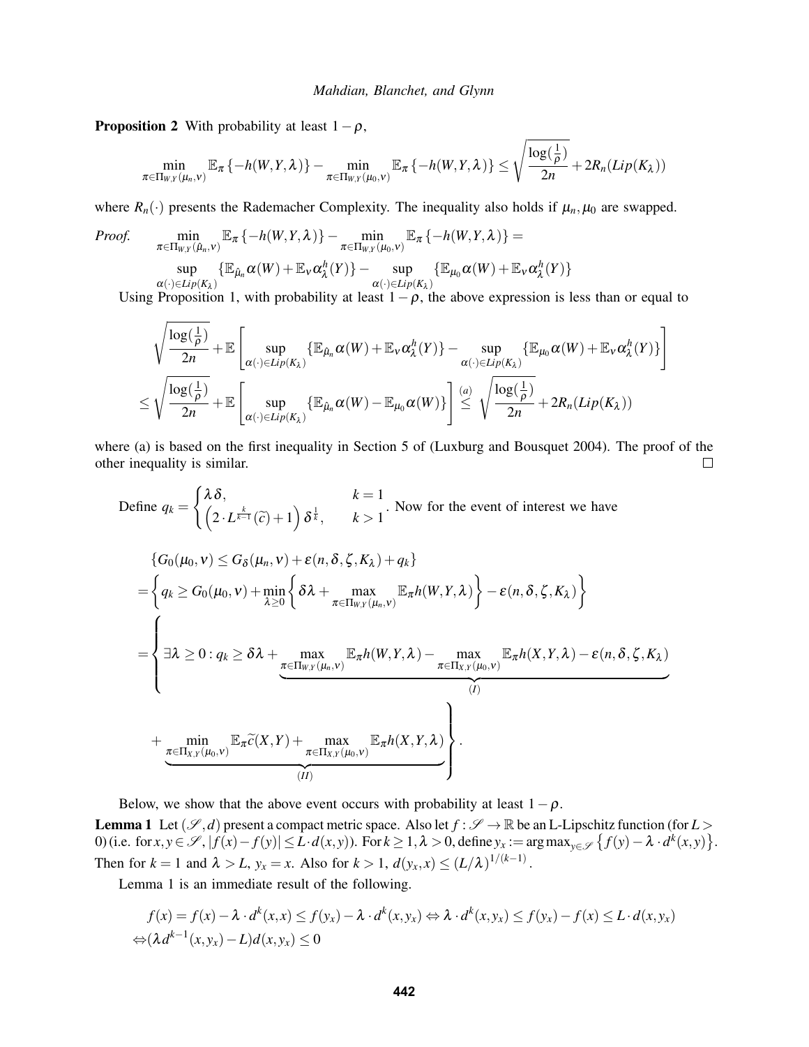**Proposition 2** With probability at least $1-\rho$,

$$\min_{\pi\in\Pi_{W,Y}(\mu_n,\nu)} \mathbb{E}_\pi\{-h(W,Y,\lambda)\} - \min_{\pi\in\Pi_{W,Y}(\mu_0,\nu)} \mathbb{E}_\pi\{-h(W,Y,\lambda)\} \leq \sqrt{\frac{\log(\frac{1}{\rho})}{2n}} + 2R_n(Lip(K_\lambda))$$

where $R_n(\cdot)$ presents the Rademacher Complexity. The inequality also holds if $\mu_n,\mu_0$ are swapped.

*Proof.*

$$\min_{\pi\in\Pi_{W,Y}(\hat{\mu}_n,\nu)} \mathbb{E}_\pi\{-h(W,Y,\lambda)\} - \min_{\pi\in\Pi_{W,Y}(\mu_0,\nu)} \mathbb{E}_\pi\{-h(W,Y,\lambda)\} =$$

$$\sup_{\alpha(\cdot)\in Lip(K_\lambda)} \{\mathbb{E}_{\hat{\mu}_n}\alpha(W) + \mathbb{E}_\nu\alpha_\lambda^h(Y)\} - \sup_{\alpha(\cdot)\in Lip(K_\lambda)} \{\mathbb{E}_{\mu_0}\alpha(W) + \mathbb{E}_\nu\alpha_\lambda^h(Y)\}$$

Using Proposition 1, with probability at least $1-\rho$, the above expression is less than or equal to

$$\sqrt{\frac{\log(\frac{1}{\rho})}{2n}} + \mathbb{E}\left[\sup_{\alpha(\cdot)\in Lip(K_\lambda)} \{\mathbb{E}_{\hat{\mu}_n}\alpha(W) + \mathbb{E}_\nu\alpha_\lambda^h(Y)\} - \sup_{\alpha(\cdot)\in Lip(K_\lambda)} \{\mathbb{E}_{\mu_0}\alpha(W) + \mathbb{E}_\nu\alpha_\lambda^h(Y)\}\right]$$

$$\leq \sqrt{\frac{\log(\frac{1}{\rho})}{2n}} + \mathbb{E}\left[\sup_{\alpha(\cdot)\in Lip(K_\lambda)} \{\mathbb{E}_{\hat{\mu}_n}\alpha(W) - \mathbb{E}_{\mu_0}\alpha(W)\}\right] \overset{(a)}{\leq} \sqrt{\frac{\log(\frac{1}{\rho})}{2n}} + 2R_n(Lip(K_\lambda))$$

where (a) is based on the first inequality in Section 5 of (Luxburg and Bousquet 2004). The proof of the other inequality is similar. □

Define $q_k = \begin{cases} \lambda\delta, & k=1 \\ \left(2\cdot L^{\frac{k}{k-1}}(\widetilde{c})+1\right)\delta^{\frac{1}{k}}, & k>1 \end{cases}$. Now for the event of interest we have

$$\begin{aligned}
&\{G_0(\mu_0,\nu) \leq G_\delta(\mu_n,\nu) + \varepsilon(n,\delta,\zeta,K_\lambda) + q_k\} \\
&= \left\{q_k \geq G_0(\mu_0,\nu) + \min_{\lambda\geq 0}\left\{\delta\lambda + \max_{\pi\in\Pi_{W,Y}(\mu_n,\nu)} \mathbb{E}_\pi h(W,Y,\lambda)\right\} - \varepsilon(n,\delta,\zeta,K_\lambda)\right\} \\
&= \Bigg\{\exists\lambda\geq 0 : q_k \geq \delta\lambda + \underbrace{\max_{\pi\in\Pi_{W,Y}(\mu_n,\nu)} \mathbb{E}_\pi h(W,Y,\lambda) - \max_{\pi\in\Pi_{X,Y}(\mu_0,\nu)} \mathbb{E}_\pi h(X,Y,\lambda) - \varepsilon(n,\delta,\zeta,K_\lambda)}_{(I)} \\
&\qquad + \underbrace{\min_{\pi\in\Pi_{X,Y}(\mu_0,\nu)} \mathbb{E}_\pi\widetilde{c}(X,Y) + \max_{\pi\in\Pi_{X,Y}(\mu_0,\nu)} \mathbb{E}_\pi h(X,Y,\lambda)}_{(II)}\Bigg\}.
\end{aligned}$$

Below, we show that the above event occurs with probability at least $1-\rho$.

**Lemma 1** Let $(\mathscr{S},d)$ present a compact metric space. Also let $f:\mathscr{S}\to\mathbb{R}$ be an L-Lipschitz function (for $L>0$) (i.e. for $x,y\in\mathscr{S}$, $|f(x)-f(y)|\leq L\cdot d(x,y)$). For $k\geq 1, \lambda>0$, define $y_x := \arg\max_{y\in\mathscr{S}}\left\{f(y)-\lambda\cdot d^k(x,y)\right\}$. Then for $k=1$ and $\lambda>L$, $y_x = x$. Also for $k>1$, $d(y_x,x)\leq (L/\lambda)^{1/(k-1)}$.

Lemma 1 is an immediate result of the following.

$$\begin{aligned}
&f(x) = f(x) - \lambda\cdot d^k(x,x) \leq f(y_x) - \lambda\cdot d^k(x,y_x) \Leftrightarrow \lambda\cdot d^k(x,y_x) \leq f(y_x) - f(x) \leq L\cdot d(x,y_x) \\
&\Leftrightarrow (\lambda d^{k-1}(x,y_x) - L)d(x,y_x) \leq 0
\end{aligned}$$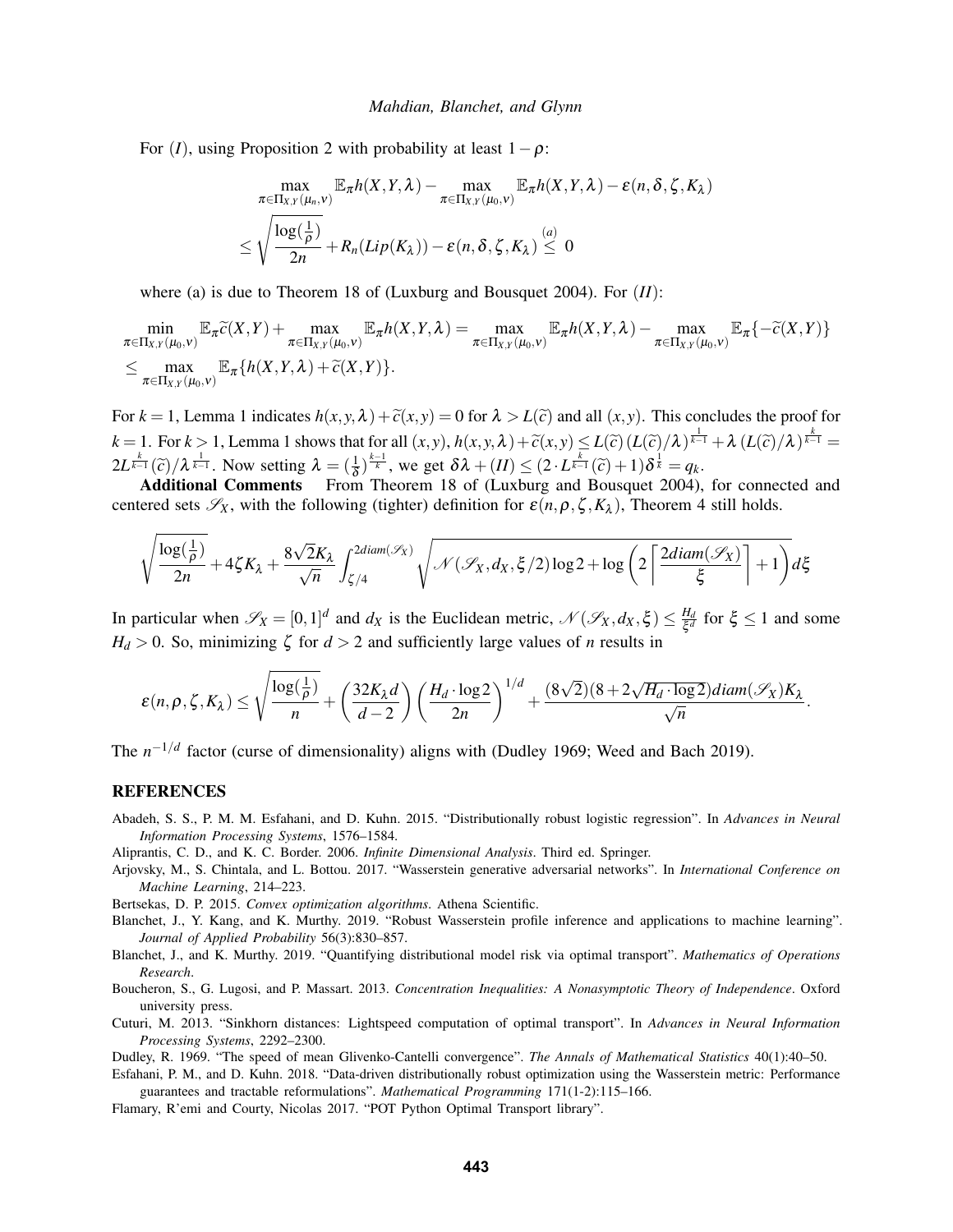For $(I)$, using Proposition 2 with probability at least $1-\rho$:

$$\max_{\pi \in \Pi_{X,Y}(\mu_n,\nu)} \mathbb{E}_\pi h(X,Y,\lambda) - \max_{\pi \in \Pi_{X,Y}(\mu_0,\nu)} \mathbb{E}_\pi h(X,Y,\lambda) - \varepsilon(n,\delta,\zeta,K_\lambda)$$
$$\leq \sqrt{\frac{\log(\frac{1}{\rho})}{2n}} + R_n(Lip(K_\lambda)) - \varepsilon(n,\delta,\zeta,K_\lambda) \overset{(a)}{\leq} 0$$

where (a) is due to Theorem 18 of (Luxburg and Bousquet 2004). For $(II)$:

$$\min_{\pi \in \Pi_{X,Y}(\mu_0,\nu)} \mathbb{E}_\pi \widetilde{c}(X,Y) + \max_{\pi \in \Pi_{X,Y}(\mu_0,\nu)} \mathbb{E}_\pi h(X,Y,\lambda) = \max_{\pi \in \Pi_{X,Y}(\mu_0,\nu)} \mathbb{E}_\pi h(X,Y,\lambda) - \max_{\pi \in \Pi_{X,Y}(\mu_0,\nu)} \mathbb{E}_\pi \{-\widetilde{c}(X,Y)\}$$
$$\leq \max_{\pi \in \Pi_{X,Y}(\mu_0,\nu)} \mathbb{E}_\pi \{h(X,Y,\lambda) + \widetilde{c}(X,Y)\}.$$

For $k=1$, Lemma 1 indicates $h(x,y,\lambda)+\widetilde{c}(x,y)=0$ for $\lambda > L(\widetilde{c})$ and all $(x,y)$. This concludes the proof for $k=1$. For $k>1$, Lemma 1 shows that for all $(x,y)$, $h(x,y,\lambda)+\widetilde{c}(x,y) \leq L(\widetilde{c})\,(L(\widetilde{c})/\lambda)^{\frac{1}{k-1}} + \lambda\,(L(\widetilde{c})/\lambda)^{\frac{k}{k-1}} = 2L^{\frac{k}{k-1}}(\widetilde{c})/\lambda^{\frac{1}{k-1}}$. Now setting $\lambda = (\frac{1}{\delta})^{\frac{k-1}{k}}$, we get $\delta\lambda + (II) \leq (2 \cdot L^{\frac{k}{k-1}}(\widetilde{c})+1)\delta^{\frac{1}{k}} = q_k$.

**Additional Comments** From Theorem 18 of (Luxburg and Bousquet 2004), for connected and centered sets $\mathscr{S}_X$, with the following (tighter) definition for $\varepsilon(n,\rho,\zeta,K_\lambda)$, Theorem 4 still holds.

$$\sqrt{\frac{\log(\frac{1}{\rho})}{2n}} + 4\zeta K_\lambda + \frac{8\sqrt{2}K_\lambda}{\sqrt{n}} \int_{\zeta/4}^{2diam(\mathscr{S}_X)} \sqrt{\mathscr{N}(\mathscr{S}_X,d_X,\xi/2)\log 2 + \log\left(2\left\lceil \frac{2diam(\mathscr{S}_X)}{\xi}\right\rceil + 1\right)}\, d\xi$$

In particular when $\mathscr{S}_X = [0,1]^d$ and $d_X$ is the Euclidean metric, $\mathscr{N}(\mathscr{S}_X,d_X,\xi) \leq \frac{H_d}{\xi^d}$ for $\xi \leq 1$ and some $H_d > 0$. So, minimizing $\zeta$ for $d>2$ and sufficiently large values of $n$ results in

$$\varepsilon(n,\rho,\zeta,K_\lambda) \leq \sqrt{\frac{\log(\frac{1}{\rho})}{n}} + \left(\frac{32K_\lambda d}{d-2}\right)\left(\frac{H_d \cdot \log 2}{2n}\right)^{1/d} + \frac{(8\sqrt{2})(8+2\sqrt{H_d \cdot \log 2})diam(\mathscr{S}_X)K_\lambda}{\sqrt{n}}.$$

The $n^{-1/d}$ factor (curse of dimensionality) aligns with (Dudley 1969; Weed and Bach 2019).

## REFERENCES

Abadeh, S. S., P. M. M. Esfahani, and D. Kuhn. 2015. "Distributionally robust logistic regression". In *Advances in Neural Information Processing Systems*, 1576–1584.

Aliprantis, C. D., and K. C. Border. 2006. *Infinite Dimensional Analysis*. Third ed. Springer.

Arjovsky, M., S. Chintala, and L. Bottou. 2017. "Wasserstein generative adversarial networks". In *International Conference on Machine Learning*, 214–223.

Bertsekas, D. P. 2015. *Convex optimization algorithms*. Athena Scientific.

Blanchet, J., Y. Kang, and K. Murthy. 2019. "Robust Wasserstein profile inference and applications to machine learning". *Journal of Applied Probability* 56(3):830–857.

Blanchet, J., and K. Murthy. 2019. "Quantifying distributional model risk via optimal transport". *Mathematics of Operations Research*.

Boucheron, S., G. Lugosi, and P. Massart. 2013. *Concentration Inequalities: A Nonasymptotic Theory of Independence*. Oxford university press.

Cuturi, M. 2013. "Sinkhorn distances: Lightspeed computation of optimal transport". In *Advances in Neural Information Processing Systems*, 2292–2300.

Dudley, R. 1969. "The speed of mean Glivenko-Cantelli convergence". *The Annals of Mathematical Statistics* 40(1):40–50.

Esfahani, P. M., and D. Kuhn. 2018. "Data-driven distributionally robust optimization using the Wasserstein metric: Performance guarantees and tractable reformulations". *Mathematical Programming* 171(1-2):115–166.

Flamary, R'emi and Courty, Nicolas 2017. "POT Python Optimal Transport library".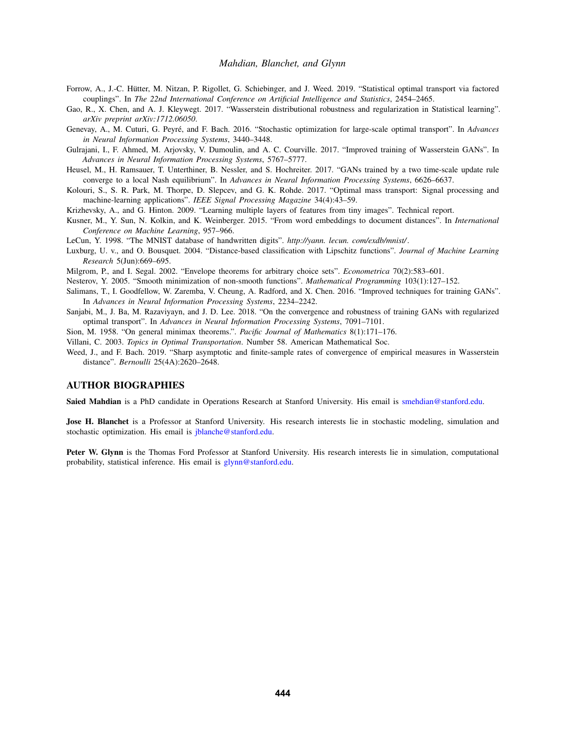Forrow, A., J.-C. Hütter, M. Nitzan, P. Rigollet, G. Schiebinger, and J. Weed. 2019. "Statistical optimal transport via factored couplings". In *The 22nd International Conference on Artificial Intelligence and Statistics*, 2454–2465.

Gao, R., X. Chen, and A. J. Kleywegt. 2017. "Wasserstein distributional robustness and regularization in Statistical learning". *arXiv preprint arXiv:1712.06050*.

Genevay, A., M. Cuturi, G. Peyré, and F. Bach. 2016. "Stochastic optimization for large-scale optimal transport". In *Advances in Neural Information Processing Systems*, 3440–3448.

Gulrajani, I., F. Ahmed, M. Arjovsky, V. Dumoulin, and A. C. Courville. 2017. "Improved training of Wasserstein GANs". In *Advances in Neural Information Processing Systems*, 5767–5777.

Heusel, M., H. Ramsauer, T. Unterthiner, B. Nessler, and S. Hochreiter. 2017. "GANs trained by a two time-scale update rule converge to a local Nash equilibrium". In *Advances in Neural Information Processing Systems*, 6626–6637.

Kolouri, S., S. R. Park, M. Thorpe, D. Slepcev, and G. K. Rohde. 2017. "Optimal mass transport: Signal processing and machine-learning applications". *IEEE Signal Processing Magazine* 34(4):43–59.

Krizhevsky, A., and G. Hinton. 2009. "Learning multiple layers of features from tiny images". Technical report.

Kusner, M., Y. Sun, N. Kolkin, and K. Weinberger. 2015. "From word embeddings to document distances". In *International Conference on Machine Learning*, 957–966.

LeCun, Y. 1998. "The MNIST database of handwritten digits". *http://yann. lecun. com/exdb/mnist/*.

Luxburg, U. v., and O. Bousquet. 2004. "Distance-based classification with Lipschitz functions". *Journal of Machine Learning Research* 5(Jun):669–695.

Milgrom, P., and I. Segal. 2002. "Envelope theorems for arbitrary choice sets". *Econometrica* 70(2):583–601.

Nesterov, Y. 2005. "Smooth minimization of non-smooth functions". *Mathematical Programming* 103(1):127–152.

Salimans, T., I. Goodfellow, W. Zaremba, V. Cheung, A. Radford, and X. Chen. 2016. "Improved techniques for training GANs". In *Advances in Neural Information Processing Systems*, 2234–2242.

Sanjabi, M., J. Ba, M. Razaviyayn, and J. D. Lee. 2018. "On the convergence and robustness of training GANs with regularized optimal transport". In *Advances in Neural Information Processing Systems*, 7091–7101.

Sion, M. 1958. "On general minimax theorems.". *Pacific Journal of Mathematics* 8(1):171–176.

Villani, C. 2003. *Topics in Optimal Transportation*. Number 58. American Mathematical Soc.

Weed, J., and F. Bach. 2019. "Sharp asymptotic and finite-sample rates of convergence of empirical measures in Wasserstein distance". *Bernoulli* 25(4A):2620–2648.

## AUTHOR BIOGRAPHIES

**Saied Mahdian** is a PhD candidate in Operations Research at Stanford University. His email is smehdian@stanford.edu.

**Jose H. Blanchet** is a Professor at Stanford University. His research interests lie in stochastic modeling, simulation and stochastic optimization. His email is jblanche@stanford.edu.

**Peter W. Glynn** is the Thomas Ford Professor at Stanford University. His research interests lie in simulation, computational probability, statistical inference. His email is glynn@stanford.edu.